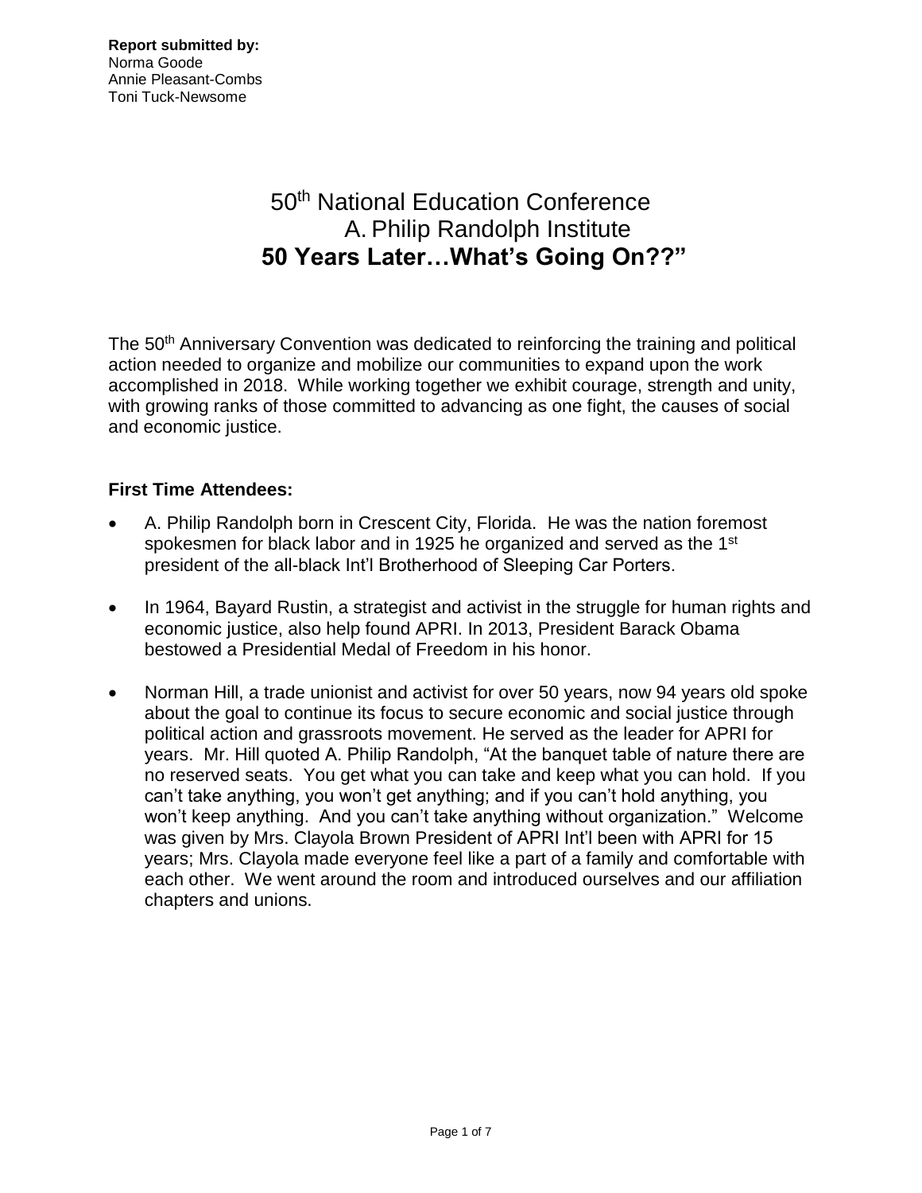**Report submitted by:**
Norma Goode
Annie Pleasant-Combs
Toni Tuck-Newsome

# 50th National Education Conference
# A. Philip Randolph Institute
# **50 Years Later…What's Going On??"**

The 50th Anniversary Convention was dedicated to reinforcing the training and political action needed to organize and mobilize our communities to expand upon the work accomplished in 2018. While working together we exhibit courage, strength and unity, with growing ranks of those committed to advancing as one fight, the causes of social and economic justice.

## **First Time Attendees:**

- A. Philip Randolph born in Crescent City, Florida. He was the nation foremost spokesmen for black labor and in 1925 he organized and served as the 1st president of the all-black Int'l Brotherhood of Sleeping Car Porters.

- In 1964, Bayard Rustin, a strategist and activist in the struggle for human rights and economic justice, also help found APRI. In 2013, President Barack Obama bestowed a Presidential Medal of Freedom in his honor.

- Norman Hill, a trade unionist and activist for over 50 years, now 94 years old spoke about the goal to continue its focus to secure economic and social justice through political action and grassroots movement. He served as the leader for APRI for years. Mr. Hill quoted A. Philip Randolph, "At the banquet table of nature there are no reserved seats. You get what you can take and keep what you can hold. If you can't take anything, you won't get anything; and if you can't hold anything, you won't keep anything. And you can't take anything without organization." Welcome was given by Mrs. Clayola Brown President of APRI Int'l been with APRI for 15 years; Mrs. Clayola made everyone feel like a part of a family and comfortable with each other. We went around the room and introduced ourselves and our affiliation chapters and unions.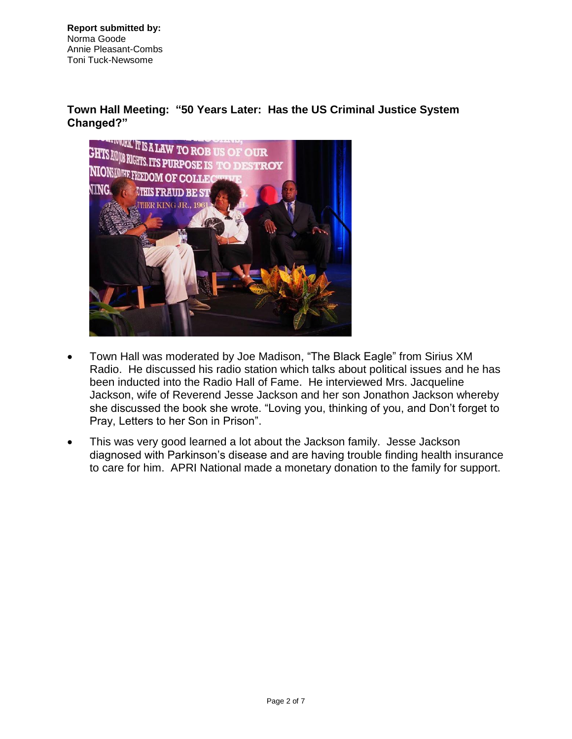**Report submitted by:**
Norma Goode
Annie Pleasant-Combs
Toni Tuck-Newsome

### Town Hall Meeting: "50 Years Later: Has the US Criminal Justice System Changed?"

- Town Hall was moderated by Joe Madison, "The Black Eagle" from Sirius XM Radio. He discussed his radio station which talks about political issues and he has been inducted into the Radio Hall of Fame. He interviewed Mrs. Jacqueline Jackson, wife of Reverend Jesse Jackson and her son Jonathon Jackson whereby she discussed the book she wrote. "Loving you, thinking of you, and Don't forget to Pray, Letters to her Son in Prison".
- This was very good learned a lot about the Jackson family. Jesse Jackson diagnosed with Parkinson's disease and are having trouble finding health insurance to care for him. APRI National made a monetary donation to the family for support.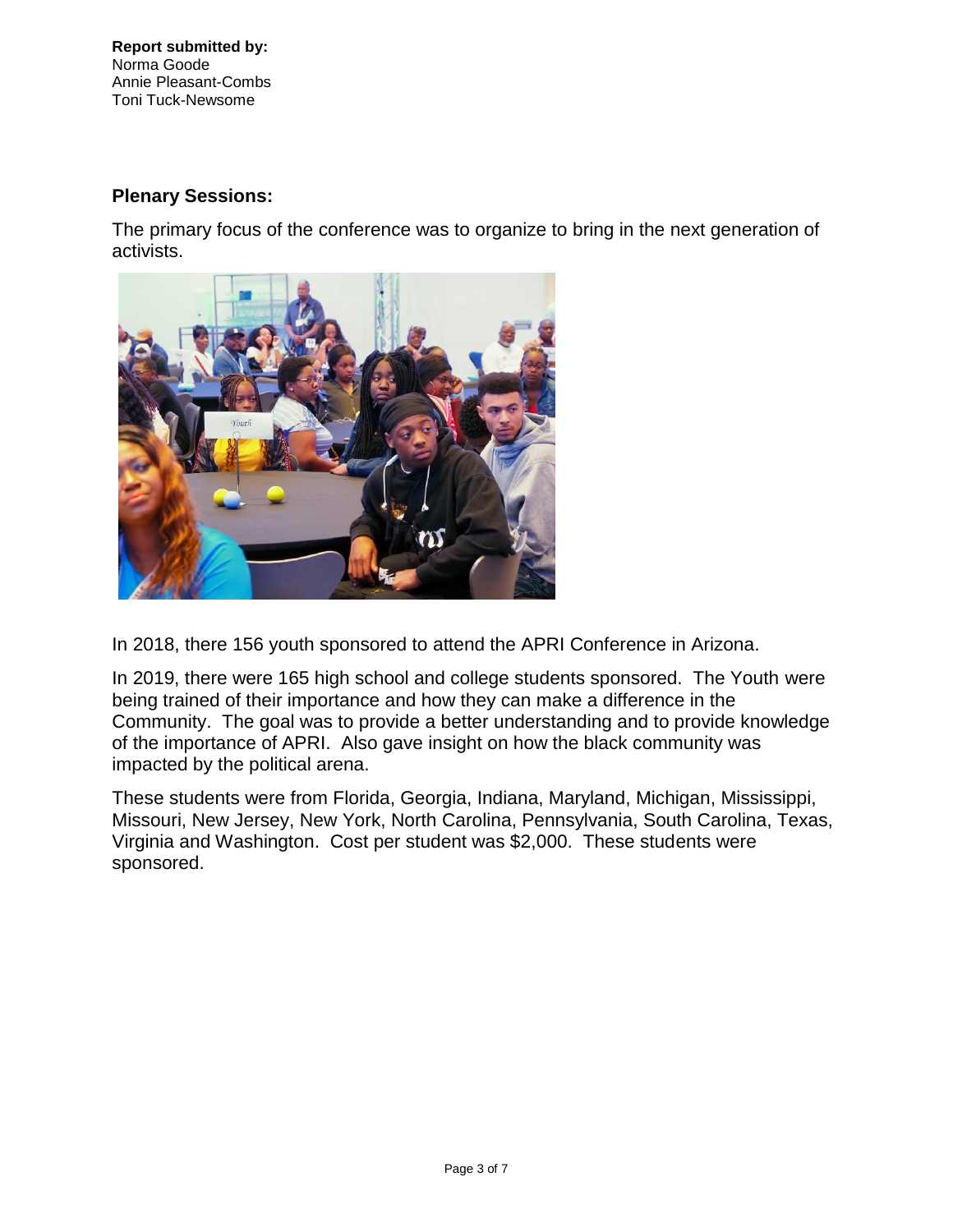**Report submitted by:**
Norma Goode
Annie Pleasant-Combs
Toni Tuck-Newsome

## Plenary Sessions:

The primary focus of the conference was to organize to bring in the next generation of activists.

In 2018, there 156 youth sponsored to attend the APRI Conference in Arizona.

In 2019, there were 165 high school and college students sponsored. The Youth were being trained of their importance and how they can make a difference in the Community. The goal was to provide a better understanding and to provide knowledge of the importance of APRI. Also gave insight on how the black community was impacted by the political arena.

These students were from Florida, Georgia, Indiana, Maryland, Michigan, Mississippi, Missouri, New Jersey, New York, North Carolina, Pennsylvania, South Carolina, Texas, Virginia and Washington. Cost per student was $2,000. These students were sponsored.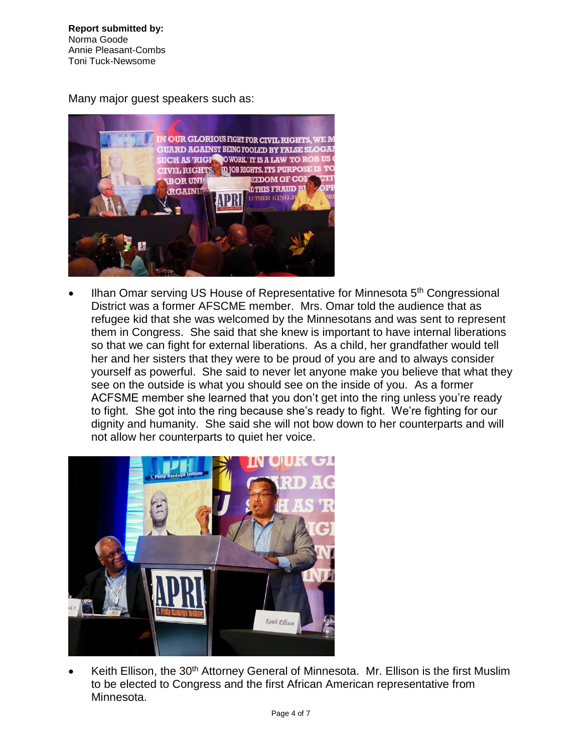**Report submitted by:**
Norma Goode
Annie Pleasant-Combs
Toni Tuck-Newsome

Many major guest speakers such as:

- Ilhan Omar serving US House of Representative for Minnesota 5th Congressional District was a former AFSCME member. Mrs. Omar told the audience that as refugee kid that she was welcomed by the Minnesotans and was sent to represent them in Congress. She said that she knew is important to have internal liberations so that we can fight for external liberations. As a child, her grandfather would tell her and her sisters that they were to be proud of you are and to always consider yourself as powerful. She said to never let anyone make you believe that what they see on the outside is what you should see on the inside of you. As a former ACFSME member she learned that you don't get into the ring unless you're ready to fight. She got into the ring because she's ready to fight. We're fighting for our dignity and humanity. She said she will not bow down to her counterparts and will not allow her counterparts to quiet her voice.

- Keith Ellison, the 30th Attorney General of Minnesota. Mr. Ellison is the first Muslim to be elected to Congress and the first African American representative from Minnesota.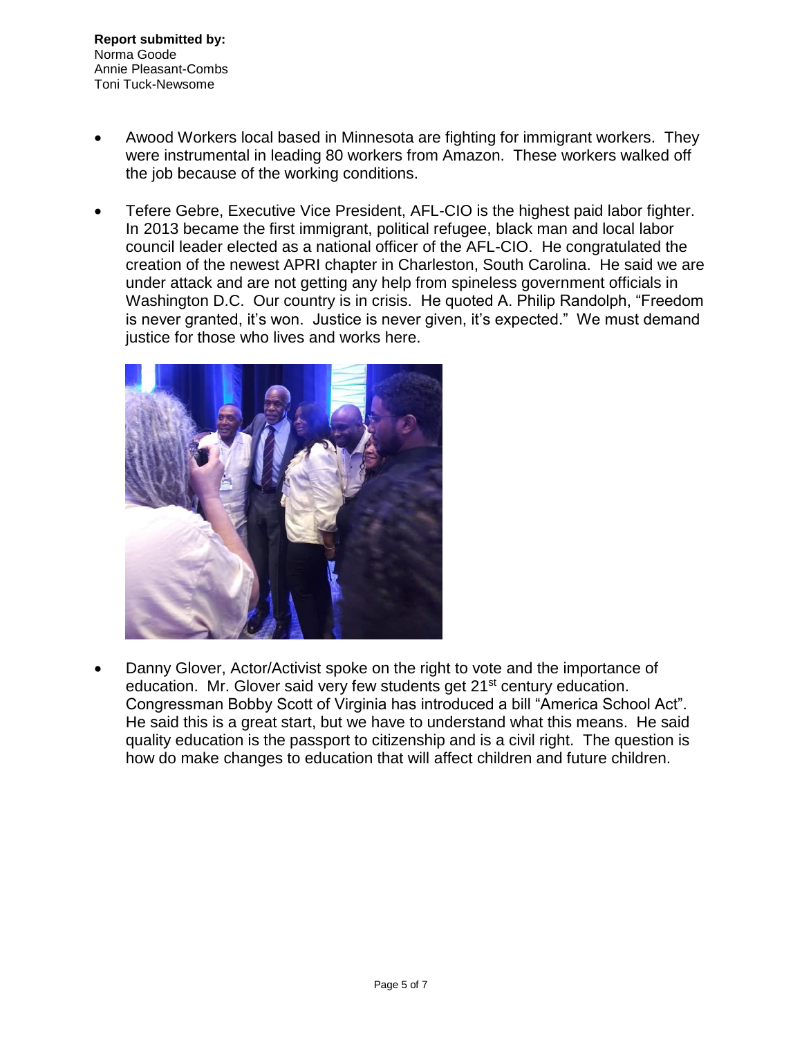**Report submitted by:**
Norma Goode
Annie Pleasant-Combs
Toni Tuck-Newsome

- Awood Workers local based in Minnesota are fighting for immigrant workers. They were instrumental in leading 80 workers from Amazon. These workers walked off the job because of the working conditions.

- Tefere Gebre, Executive Vice President, AFL-CIO is the highest paid labor fighter. In 2013 became the first immigrant, political refugee, black man and local labor council leader elected as a national officer of the AFL-CIO. He congratulated the creation of the newest APRI chapter in Charleston, South Carolina. He said we are under attack and are not getting any help from spineless government officials in Washington D.C. Our country is in crisis. He quoted A. Philip Randolph, "Freedom is never granted, it's won. Justice is never given, it's expected." We must demand justice for those who lives and works here.

- Danny Glover, Actor/Activist spoke on the right to vote and the importance of education. Mr. Glover said very few students get 21st century education. Congressman Bobby Scott of Virginia has introduced a bill "America School Act". He said this is a great start, but we have to understand what this means. He said quality education is the passport to citizenship and is a civil right. The question is how do make changes to education that will affect children and future children.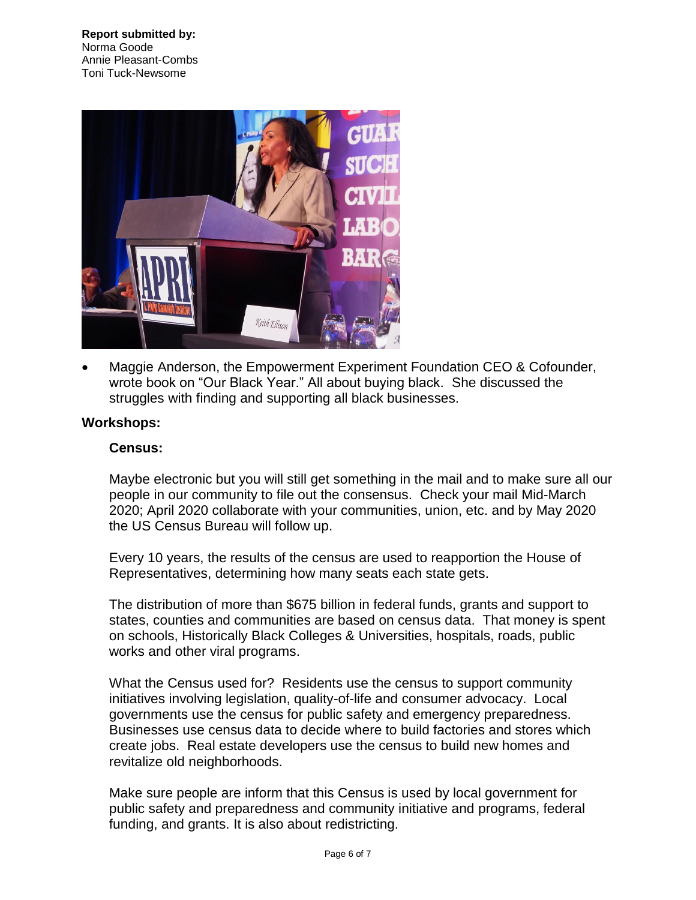**Report submitted by:**
Norma Goode
Annie Pleasant-Combs
Toni Tuck-Newsome

- Maggie Anderson, the Empowerment Experiment Foundation CEO & Cofounder, wrote book on "Our Black Year." All about buying black. She discussed the struggles with finding and supporting all black businesses.

**Workshops:**

**Census:**

Maybe electronic but you will still get something in the mail and to make sure all our people in our community to file out the consensus. Check your mail Mid-March 2020; April 2020 collaborate with your communities, union, etc. and by May 2020 the US Census Bureau will follow up.

Every 10 years, the results of the census are used to reapportion the House of Representatives, determining how many seats each state gets.

The distribution of more than $675 billion in federal funds, grants and support to states, counties and communities are based on census data. That money is spent on schools, Historically Black Colleges & Universities, hospitals, roads, public works and other viral programs.

What the Census used for? Residents use the census to support community initiatives involving legislation, quality-of-life and consumer advocacy. Local governments use the census for public safety and emergency preparedness. Businesses use census data to decide where to build factories and stores which create jobs. Real estate developers use the census to build new homes and revitalize old neighborhoods.

Make sure people are inform that this Census is used by local government for public safety and preparedness and community initiative and programs, federal funding, and grants. It is also about redistricting.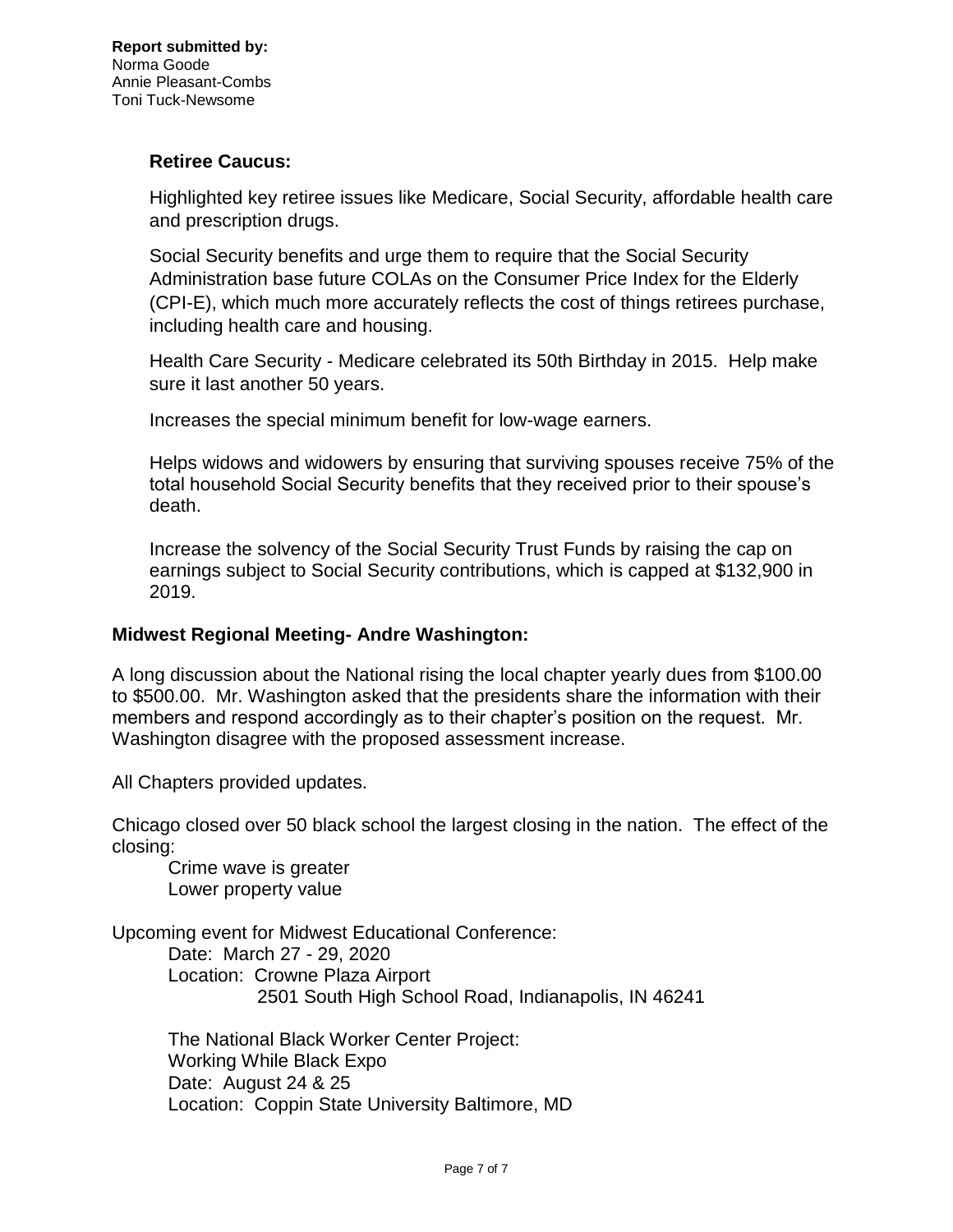**Report submitted by:**
Norma Goode
Annie Pleasant-Combs
Toni Tuck-Newsome

### Retiree Caucus:

Highlighted key retiree issues like Medicare, Social Security, affordable health care and prescription drugs.

Social Security benefits and urge them to require that the Social Security Administration base future COLAs on the Consumer Price Index for the Elderly (CPI-E), which much more accurately reflects the cost of things retirees purchase, including health care and housing.

Health Care Security - Medicare celebrated its 50th Birthday in 2015. Help make sure it last another 50 years.

Increases the special minimum benefit for low-wage earners.

Helps widows and widowers by ensuring that surviving spouses receive 75% of the total household Social Security benefits that they received prior to their spouse's death.

Increase the solvency of the Social Security Trust Funds by raising the cap on earnings subject to Social Security contributions, which is capped at $132,900 in 2019.

### Midwest Regional Meeting- Andre Washington:

A long discussion about the National rising the local chapter yearly dues from $100.00 to $500.00. Mr. Washington asked that the presidents share the information with their members and respond accordingly as to their chapter's position on the request. Mr. Washington disagree with the proposed assessment increase.

All Chapters provided updates.

Chicago closed over 50 black school the largest closing in the nation. The effect of the closing:

Crime wave is greater
Lower property value

Upcoming event for Midwest Educational Conference:

Date: March 27 - 29, 2020
Location: Crowne Plaza Airport
2501 South High School Road, Indianapolis, IN 46241

The National Black Worker Center Project:
Working While Black Expo
Date: August 24 & 25
Location: Coppin State University Baltimore, MD